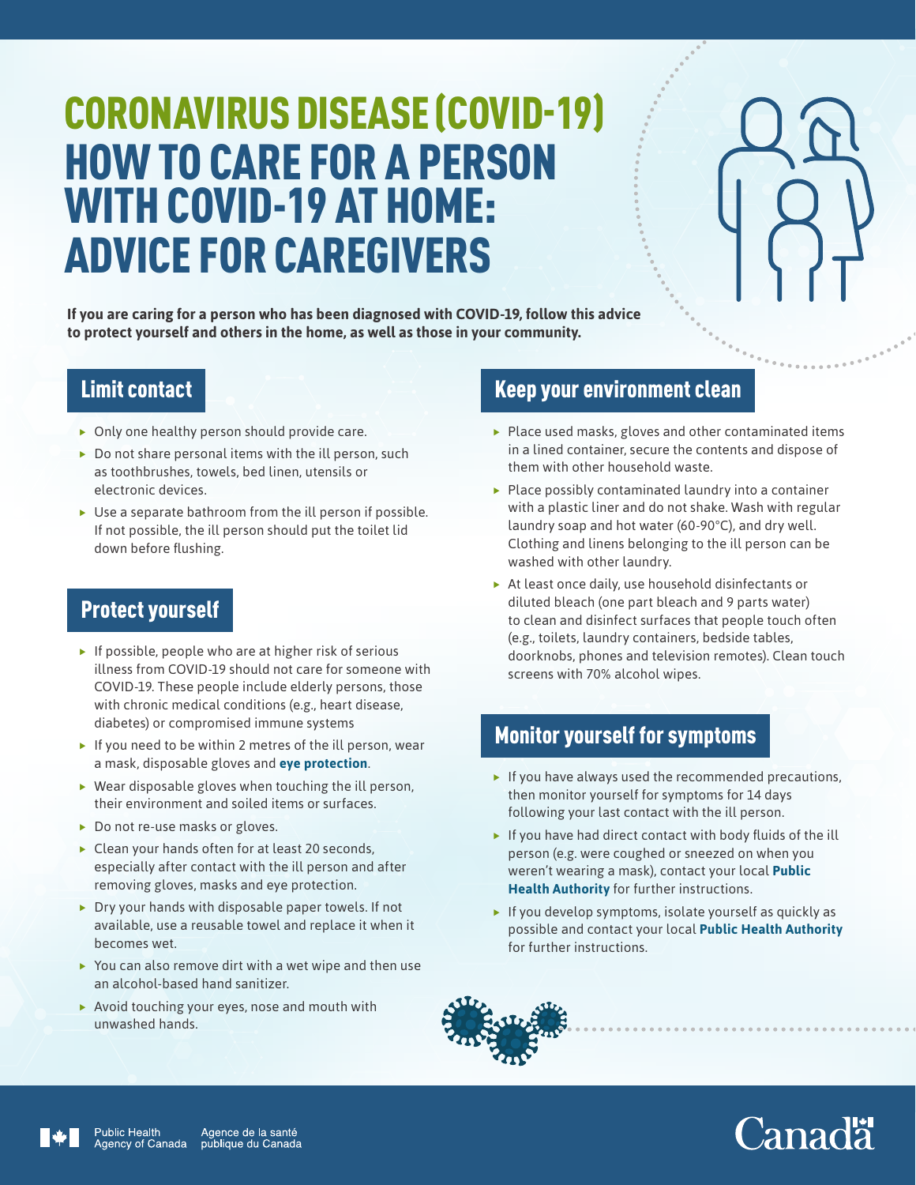# CORONAVIRUS DISEASE (COVID-19)

# HOW TO CARE FOR A PERSON WITH COVID-19 AT HOME: ADVICE FOR CAREGIVERS

**If you are caring for a person who has been diagnosed with COVID-19, follow this advice to protect yourself and others in the home, as well as those in your community.**

## Limit contact

- Only one healthy person should provide care.
- Do not share personal items with the ill person, such as toothbrushes, towels, bed linen, utensils or electronic devices.
- Use a separate bathroom from the ill person if possible. If not possible, the ill person should put the toilet lid down before flushing.

## Protect yourself

- If possible, people who are at higher risk of serious illness from COVID-19 should not care for someone with COVID-19. These people include elderly persons, those with chronic medical conditions (e.g., heart disease, diabetes) or compromised immune systems
- If you need to be within 2 metres of the ill person, wear a mask, disposable gloves and **eye protection**.
- Wear disposable gloves when touching the ill person, their environment and soiled items or surfaces.
- Do not re-use masks or gloves.
- Clean your hands often for at least 20 seconds, especially after contact with the ill person and after removing gloves, masks and eye protection.
- Dry your hands with disposable paper towels. If not available, use a reusable towel and replace it when it becomes wet.
- You can also remove dirt with a wet wipe and then use an alcohol-based hand sanitizer.
- Avoid touching your eyes, nose and mouth with unwashed hands.

## Keep your environment clean

- Place used masks, gloves and other contaminated items in a lined container, secure the contents and dispose of them with other household waste.
- Place possibly contaminated laundry into a container with a plastic liner and do not shake. Wash with regular laundry soap and hot water (60-90°C), and dry well. Clothing and linens belonging to the ill person can be washed with other laundry.
- At least once daily, use household disinfectants or diluted bleach (one part bleach and 9 parts water) to clean and disinfect surfaces that people touch often (e.g., toilets, laundry containers, bedside tables, doorknobs, phones and television remotes). Clean touch screens with 70% alcohol wipes.

## Monitor yourself for symptoms

- If you have always used the recommended precautions, then monitor yourself for symptoms for 14 days following your last contact with the ill person.
- If you have had direct contact with body fluids of the ill person (e.g. were coughed or sneezed on when you weren't wearing a mask), contact your local **Public Health Authority** for further instructions.
- If you develop symptoms, isolate yourself as quickly as possible and contact your local **Public Health Authority** for further instructions.

Public Health Agency of Canada | Agence de la santé publique du Canada

Canada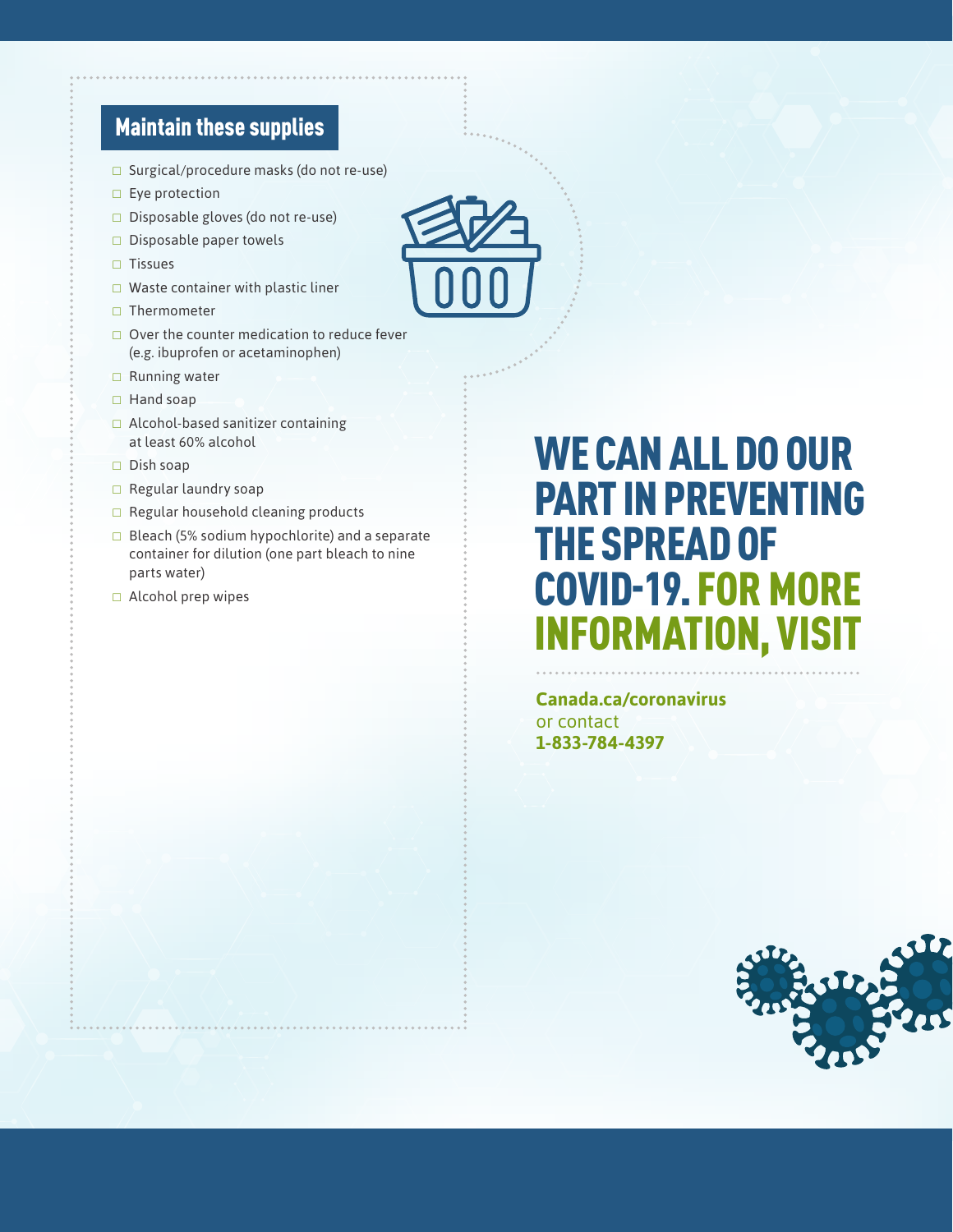## Maintain these supplies

- Surgical/procedure masks (do not re-use)
- Eye protection
- Disposable gloves (do not re-use)
- Disposable paper towels
- Tissues
- Waste container with plastic liner
- Thermometer
- Over the counter medication to reduce fever (e.g. ibuprofen or acetaminophen)
- Running water
- Hand soap
- Alcohol-based sanitizer containing at least 60% alcohol
- Dish soap
- Regular laundry soap
- Regular household cleaning products
- Bleach (5% sodium hypochlorite) and a separate container for dilution (one part bleach to nine parts water)
- Alcohol prep wipes

# WE CAN ALL DO OUR PART IN PREVENTING THE SPREAD OF COVID-19. FOR MORE INFORMATION, VISIT

**Canada.ca/coronavirus**
or contact
**1-833-784-4397**